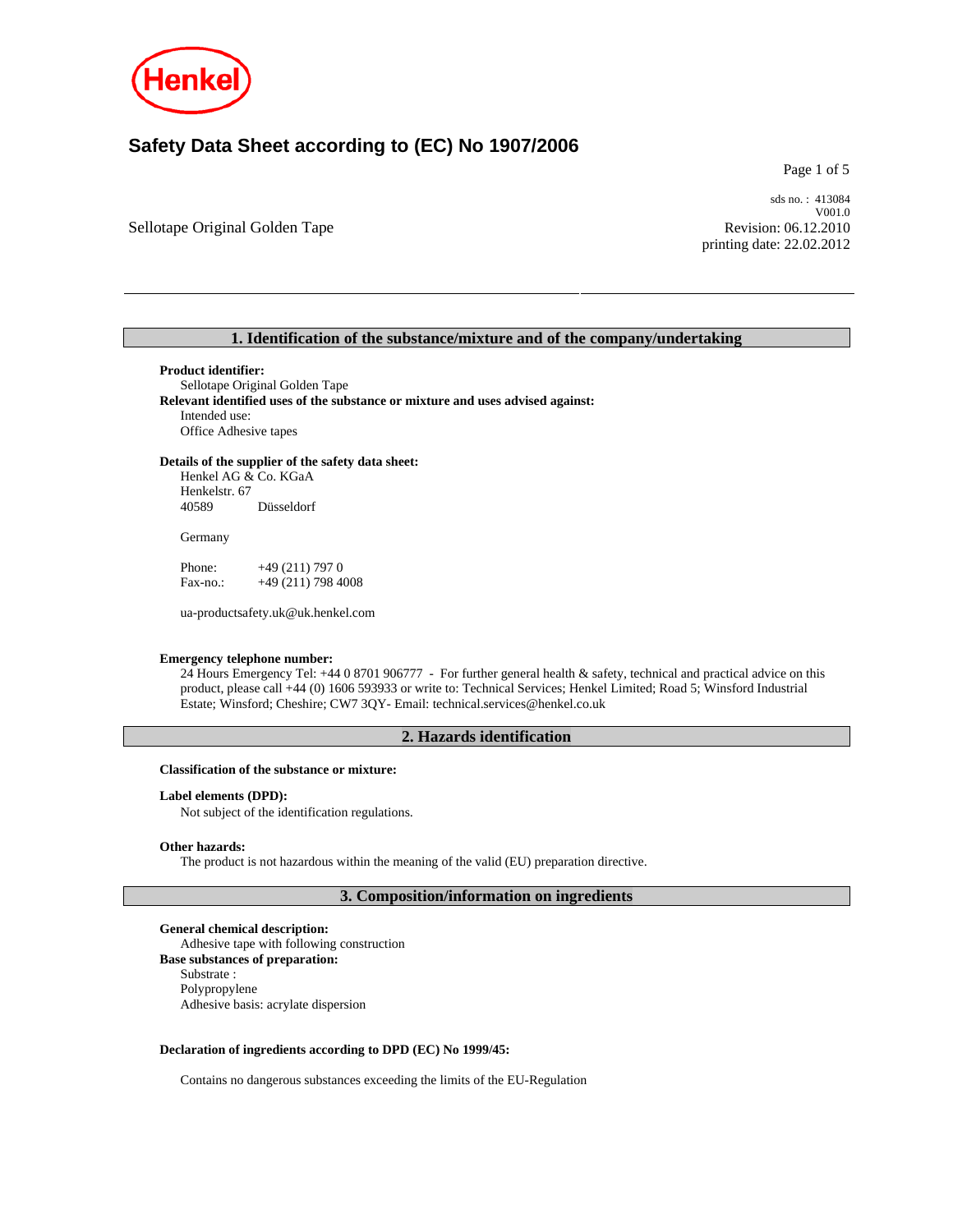# Safety Data Sheet according to (EC) No 1907/2006

Sellotape Original Golden Tape

sds no. : 413084
V001.0
Revision: 06.12.2010
printing date: 22.02.2012

## 1. Identification of the substance/mixture and of the company/undertaking

**Product identifier:**
Sellotape Original Golden Tape

**Relevant identified uses of the substance or mixture and uses advised against:**
Intended use:
Office Adhesive tapes

**Details of the supplier of the safety data sheet:**
Henkel AG & Co. KGaA
Henkelstr. 67
40589 Düsseldorf

Germany

Phone: +49 (211) 797 0
Fax-no.: +49 (211) 798 4008

ua-productsafety.uk@uk.henkel.com

**Emergency telephone number:**
24 Hours Emergency Tel: +44 0 8701 906777 - For further general health & safety, technical and practical advice on this product, please call +44 (0) 1606 593933 or write to: Technical Services; Henkel Limited; Road 5; Winsford Industrial Estate; Winsford; Cheshire; CW7 3QY- Email: technical.services@henkel.co.uk

## 2. Hazards identification

**Classification of the substance or mixture:**

**Label elements (DPD):**
Not subject of the identification regulations.

**Other hazards:**
The product is not hazardous within the meaning of the valid (EU) preparation directive.

## 3. Composition/information on ingredients

**General chemical description:**
Adhesive tape with following construction

**Base substances of preparation:**
Substrate :
Polypropylene
Adhesive basis: acrylate dispersion

**Declaration of ingredients according to DPD (EC) No 1999/45:**

Contains no dangerous substances exceeding the limits of the EU-Regulation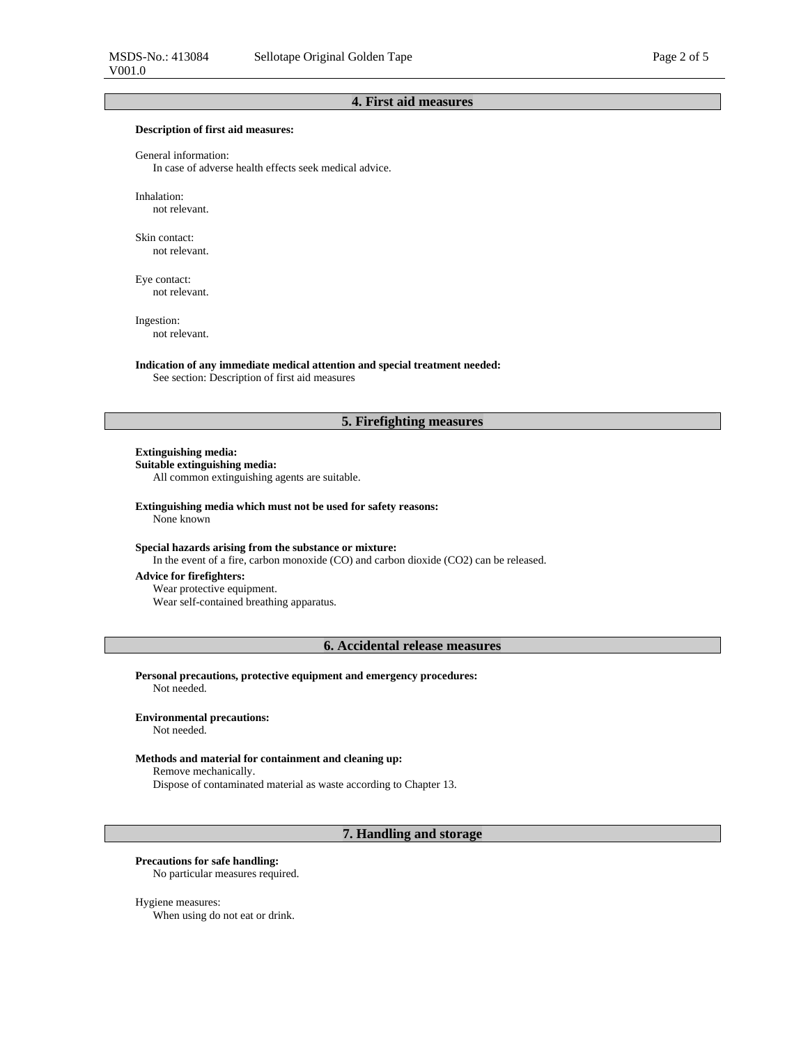## 4. First aid measures

**Description of first aid measures:**

General information:
In case of adverse health effects seek medical advice.

Inhalation:
not relevant.

Skin contact:
not relevant.

Eye contact:
not relevant.

Ingestion:
not relevant.

**Indication of any immediate medical attention and special treatment needed:**
See section: Description of first aid measures

## 5. Firefighting measures

**Extinguishing media:**
**Suitable extinguishing media:**
All common extinguishing agents are suitable.

**Extinguishing media which must not be used for safety reasons:**
None known

**Special hazards arising from the substance or mixture:**
In the event of a fire, carbon monoxide (CO) and carbon dioxide ($CO_2$) can be released.

**Advice for firefighters:**
Wear protective equipment.
Wear self-contained breathing apparatus.

## 6. Accidental release measures

**Personal precautions, protective equipment and emergency procedures:**
Not needed.

**Environmental precautions:**
Not needed.

**Methods and material for containment and cleaning up:**
Remove mechanically.
Dispose of contaminated material as waste according to Chapter 13.

## 7. Handling and storage

**Precautions for safe handling:**
No particular measures required.

Hygiene measures:
When using do not eat or drink.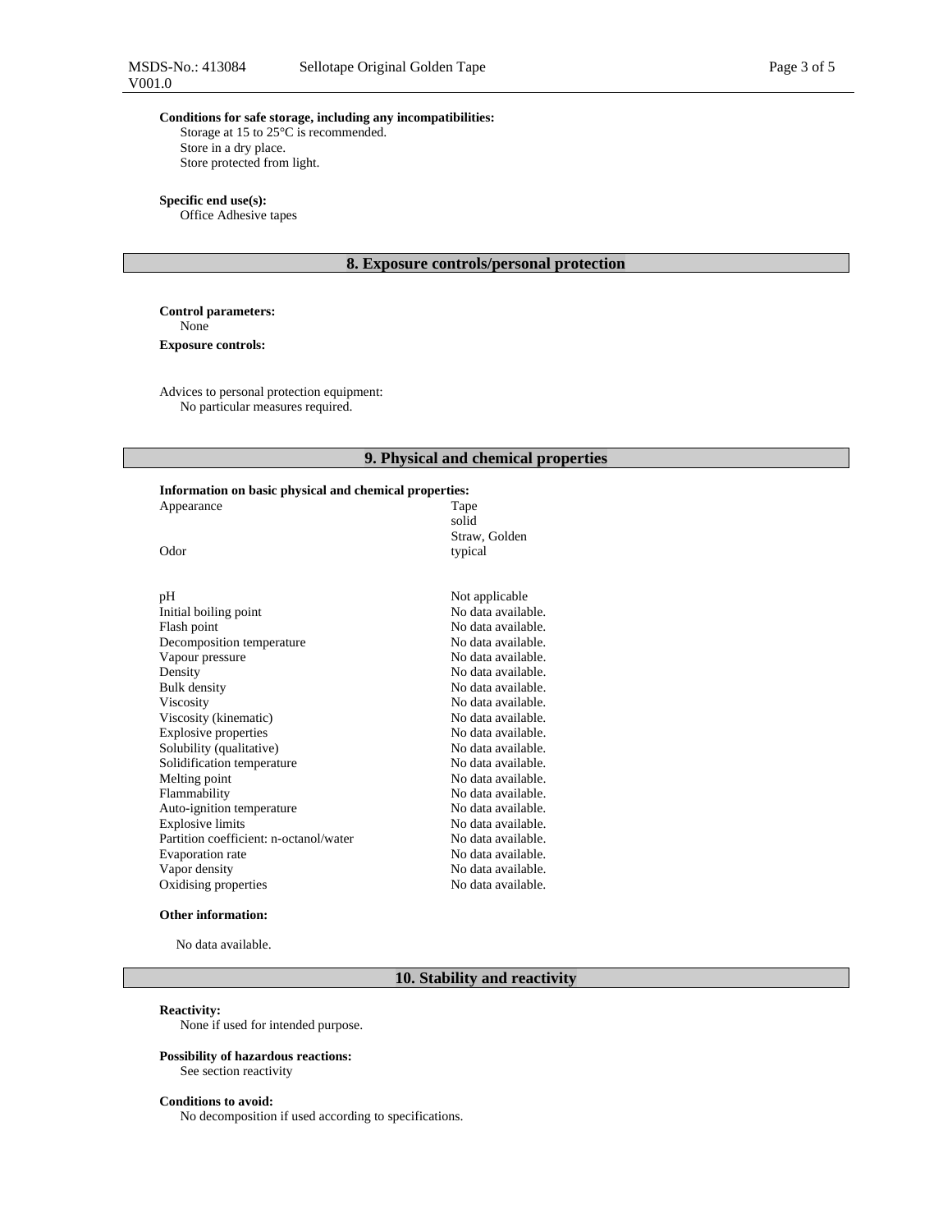**Conditions for safe storage, including any incompatibilities:**
Storage at 15 to 25°C is recommended.
Store in a dry place.
Store protected from light.

**Specific end use(s):**
Office Adhesive tapes

## 8. Exposure controls/personal protection

**Control parameters:**
None

**Exposure controls:**

Advices to personal protection equipment:
No particular measures required.

## 9. Physical and chemical properties

**Information on basic physical and chemical properties:**

| | |
|---|---|
| Appearance | Tape<br>solid<br>Straw, Golden |
| Odor | typical |
| pH | Not applicable |
| Initial boiling point | No data available. |
| Flash point | No data available. |
| Decomposition temperature | No data available. |
| Vapour pressure | No data available. |
| Density | No data available. |
| Bulk density | No data available. |
| Viscosity | No data available. |
| Viscosity (kinematic) | No data available. |
| Explosive properties | No data available. |
| Solubility (qualitative) | No data available. |
| Solidification temperature | No data available. |
| Melting point | No data available. |
| Flammability | No data available. |
| Auto-ignition temperature | No data available. |
| Explosive limits | No data available. |
| Partition coefficient: n-octanol/water | No data available. |
| Evaporation rate | No data available. |
| Vapor density | No data available. |
| Oxidising properties | No data available. |

**Other information:**

No data available.

## 10. Stability and reactivity

**Reactivity:**
None if used for intended purpose.

**Possibility of hazardous reactions:**
See section reactivity

**Conditions to avoid:**
No decomposition if used according to specifications.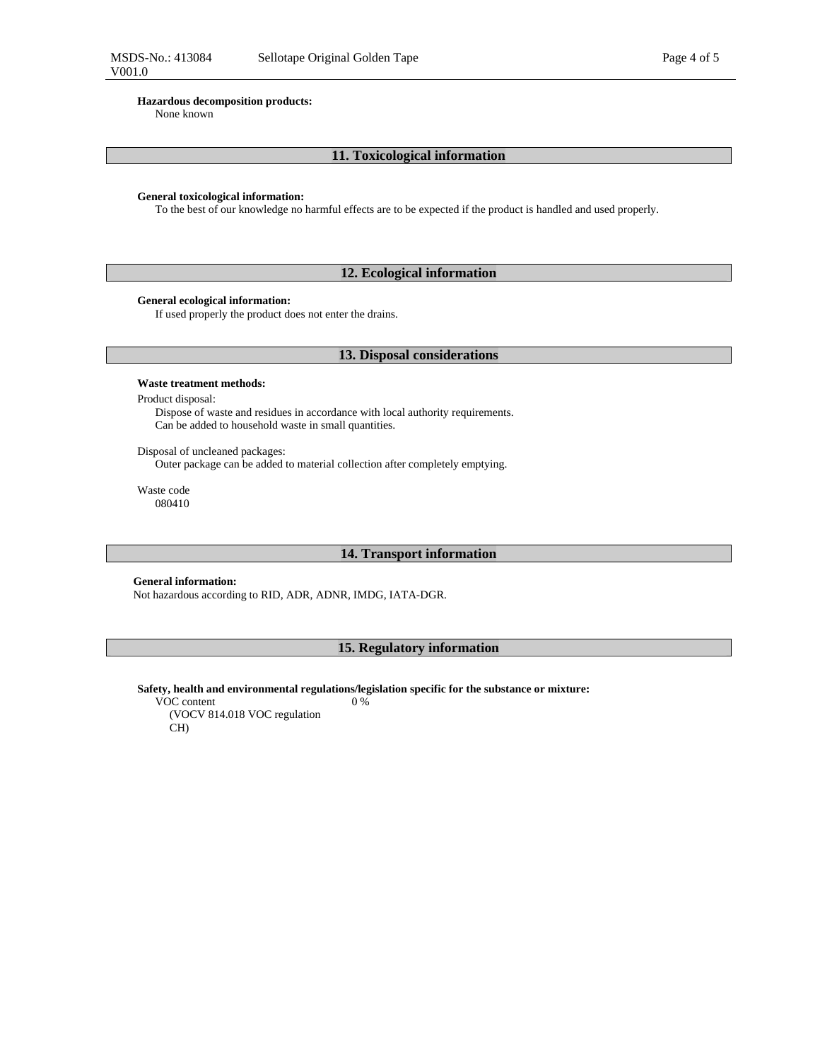**Hazardous decomposition products:**
None known

## 11. Toxicological information

**General toxicological information:**
To the best of our knowledge no harmful effects are to be expected if the product is handled and used properly.

## 12. Ecological information

**General ecological information:**
If used properly the product does not enter the drains.

## 13. Disposal considerations

**Waste treatment methods:**

Product disposal:
Dispose of waste and residues in accordance with local authority requirements.
Can be added to household waste in small quantities.

Disposal of uncleaned packages:
Outer package can be added to material collection after completely emptying.

Waste code
080410

## 14. Transport information

**General information:**
Not hazardous according to RID, ADR, ADNR, IMDG, IATA-DGR.

## 15. Regulatory information

**Safety, health and environmental regulations/legislation specific for the substance or mixture:**

| | |
|---|---|
| VOC content (VOCV 814.018 VOC regulation CH) | 0 % |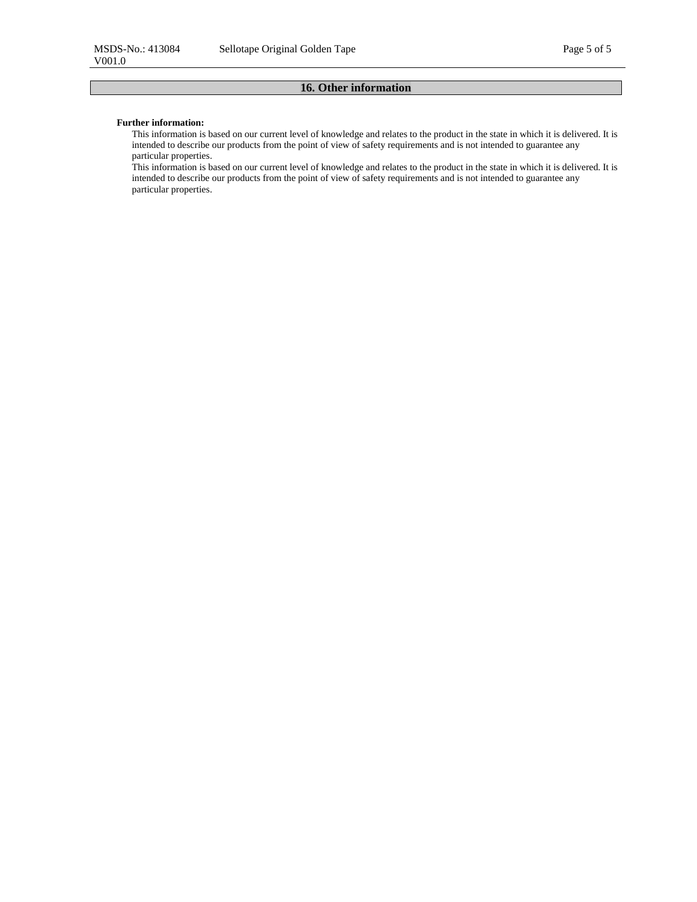## 16. Other information

**Further information:**

This information is based on our current level of knowledge and relates to the product in the state in which it is delivered. It is intended to describe our products from the point of view of safety requirements and is not intended to guarantee any particular properties.
This information is based on our current level of knowledge and relates to the product in the state in which it is delivered. It is intended to describe our products from the point of view of safety requirements and is not intended to guarantee any particular properties.